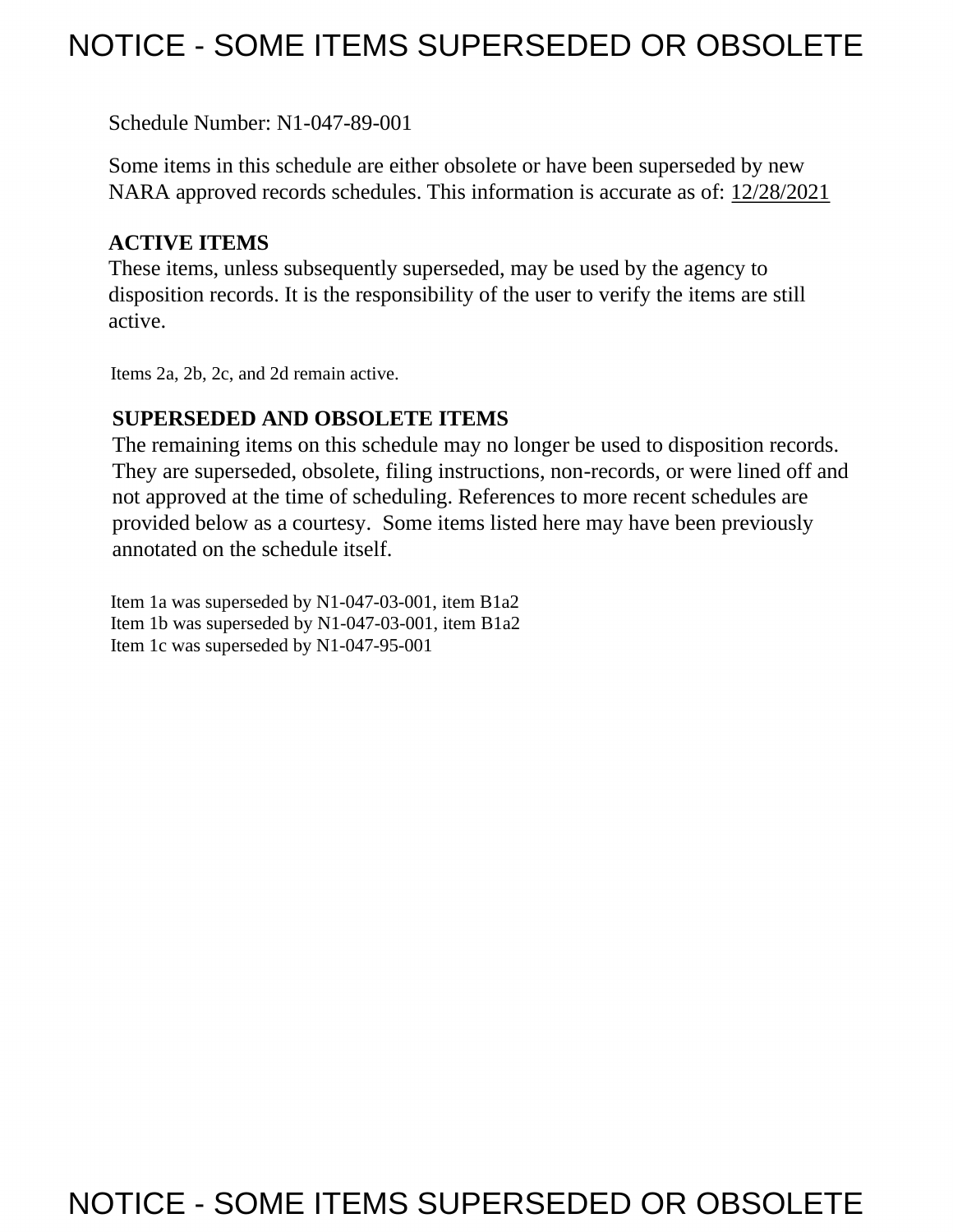# NOTICE - SOME ITEMS SUPERSEDED OR OBSOLETE

Schedule Number: N1-047-89-001

Some items in this schedule are either obsolete or have been superseded by new NARA approved records schedules. This information is accurate as of: 12/28/2021

**ACTIVE ITEMS**

These items, unless subsequently superseded, may be used by the agency to disposition records. It is the responsibility of the user to verify the items are still active.

Items 2a, 2b, 2c, and 2d remain active.

**SUPERSEDED AND OBSOLETE ITEMS**

The remaining items on this schedule may no longer be used to disposition records. They are superseded, obsolete, filing instructions, non-records, or were lined off and not approved at the time of scheduling. References to more recent schedules are provided below as a courtesy. Some items listed here may have been previously annotated on the schedule itself.

Item 1a was superseded by N1-047-03-001, item B1a2
Item 1b was superseded by N1-047-03-001, item B1a2
Item 1c was superseded by N1-047-95-001

NOTICE - SOME ITEMS SUPERSEDED OR OBSOLETE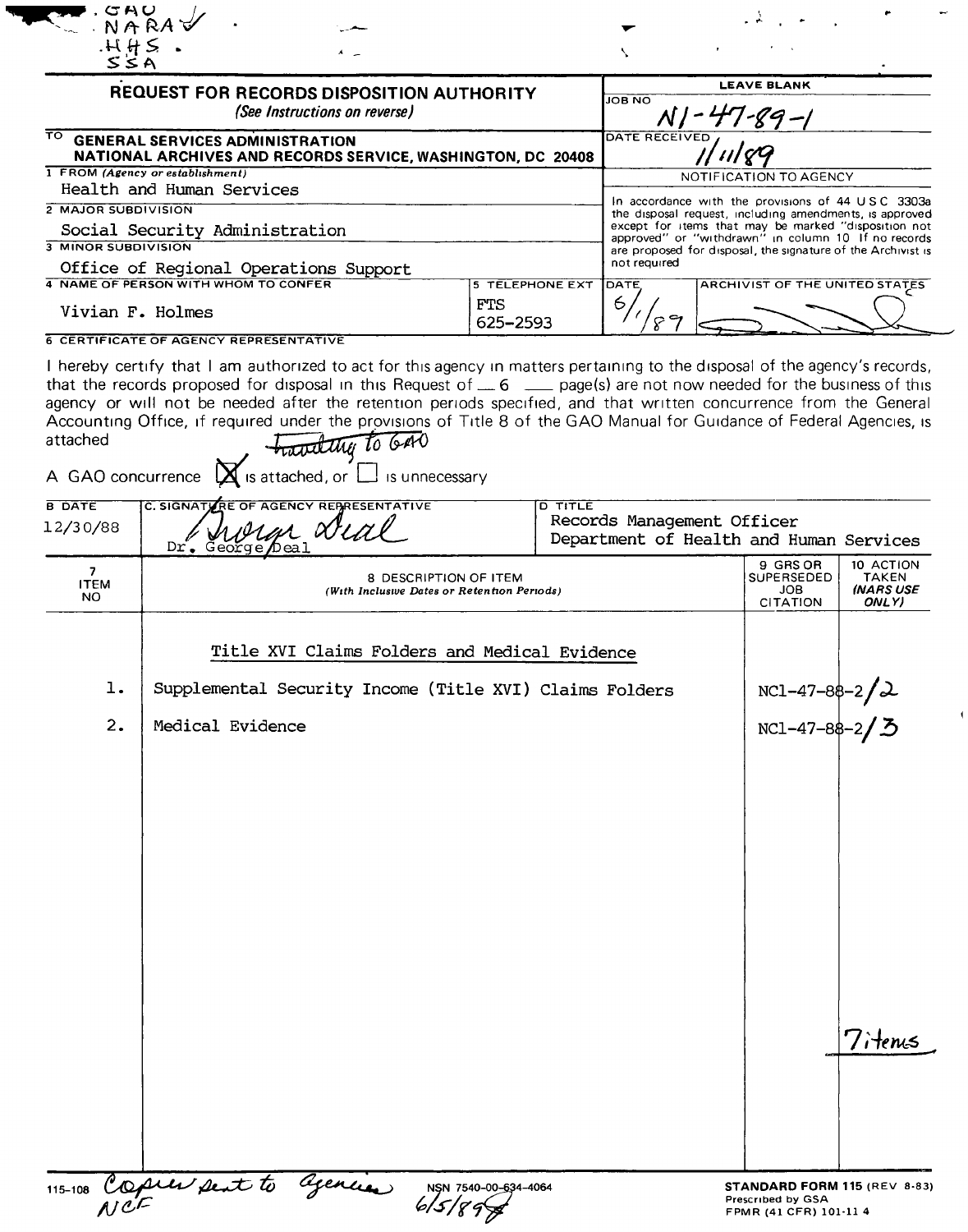GAO
NARA ✓
HHS
SSA

# REQUEST FOR RECORDS DISPOSITION AUTHORITY

*(See Instructions on reverse)*

| | |
|---|---|
| **LEAVE BLANK** | |
| JOB NO | N1-47-89-1 |
| DATE RECEIVED | 11/11/89 |

**TO** GENERAL SERVICES ADMINISTRATION
NATIONAL ARCHIVES AND RECORDS SERVICE, WASHINGTON, DC 20408

1 FROM *(Agency or establishment)*
Health and Human Services

2 MAJOR SUBDIVISION
Social Security Administration

3 MINOR SUBDIVISION
Office of Regional Operations Support

4 NAME OF PERSON WITH WHOM TO CONFER
Vivian F. Holmes

5 TELEPHONE EXT
FTS 625-2593

NOTIFICATION TO AGENCY

In accordance with the provisions of 44 USC 3303a the disposal request, including amendments, is approved except for items that may be marked "disposition not approved" or "withdrawn" in column 10. If no records are proposed for disposal, the signature of the Archivist is not required.

DATE: 6/1/89 ARCHIVIST OF THE UNITED STATES: [signature]

6 CERTIFICATE OF AGENCY REPRESENTATIVE

I hereby certify that I am authorized to act for this agency in matters pertaining to the disposal of the agency's records, that the records proposed for disposal in this Request of 6 page(s) are not now needed for the business of this agency or will not be needed after the retention periods specified, and that written concurrence from the General Accounting Office, if required under the provisions of Title 8 of the GAO Manual for Guidance of Federal Agencies, is attached

~~traveling~~ to GAO

A GAO concurrence [X] is attached, or [ ] is unnecessary

| B DATE | C. SIGNATURE OF AGENCY REPRESENTATIVE | D TITLE |
|---|---|---|
| 12/30/88 | George Deal<br>Dr. George Deal | Records Management Officer<br>Department of Health and Human Services |

| 7 ITEM NO | 8 DESCRIPTION OF ITEM *(With Inclusive Dates or Retention Periods)* | 9 GRS OR SUPERSEDED JOB CITATION | 10 ACTION TAKEN *(NARS USE ONLY)* |
|---|---|---|---|
| | Title XVI Claims Folders and Medical Evidence | | |
| 1. | Supplemental Security Income (Title XVI) Claims Folders | NC1-47-88-2/2 | |
| 2. | Medical Evidence | NC1-47-88-2/3 | |
| | | | 7 items |

Copies sent to agencies NCF 6/5/89

115-108 NSN 7540-00-634-4064

STANDARD FORM 115 (REV 8-83)
Prescribed by GSA
FPMR (41 CFR) 101-11 4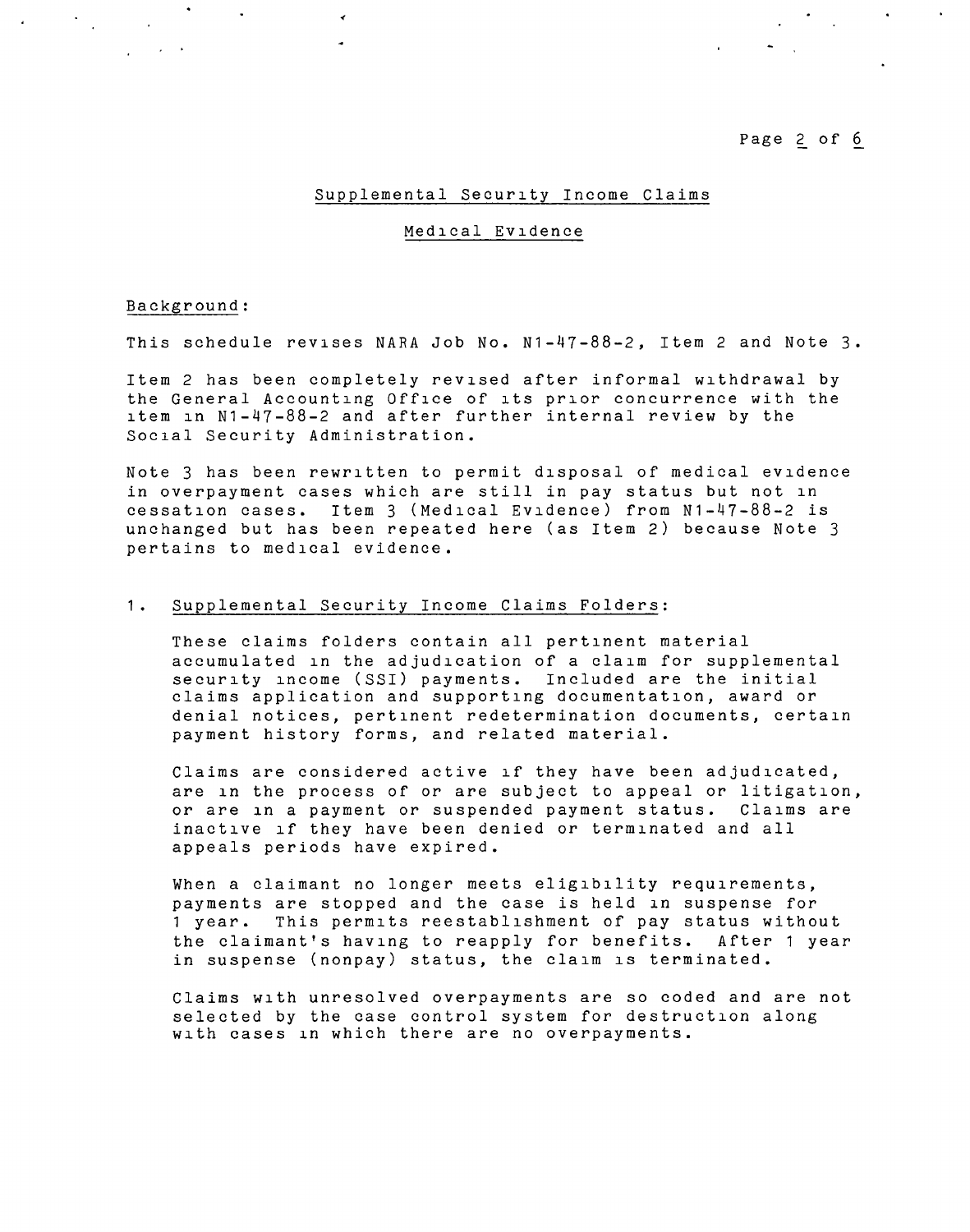## Supplemental Security Income Claims

### Medical Evidence

Background:

This schedule revises NARA Job No. N1-47-88-2, Item 2 and Note 3.

Item 2 has been completely revised after informal withdrawal by the General Accounting Office of its prior concurrence with the item in N1-47-88-2 and after further internal review by the Social Security Administration.

Note 3 has been rewritten to permit disposal of medical evidence in overpayment cases which are still in pay status but not in cessation cases. Item 3 (Medical Evidence) from N1-47-88-2 is unchanged but has been repeated here (as Item 2) because Note 3 pertains to medical evidence.

1. Supplemental Security Income Claims Folders:

   These claims folders contain all pertinent material accumulated in the adjudication of a claim for supplemental security income (SSI) payments. Included are the initial claims application and supporting documentation, award or denial notices, pertinent redetermination documents, certain payment history forms, and related material.

   Claims are considered active if they have been adjudicated, are in the process of or are subject to appeal or litigation, or are in a payment or suspended payment status. Claims are inactive if they have been denied or terminated and all appeals periods have expired.

   When a claimant no longer meets eligibility requirements, payments are stopped and the case is held in suspense for 1 year. This permits reestablishment of pay status without the claimant's having to reapply for benefits. After 1 year in suspense (nonpay) status, the claim is terminated.

   Claims with unresolved overpayments are so coded and are not selected by the case control system for destruction along with cases in which there are no overpayments.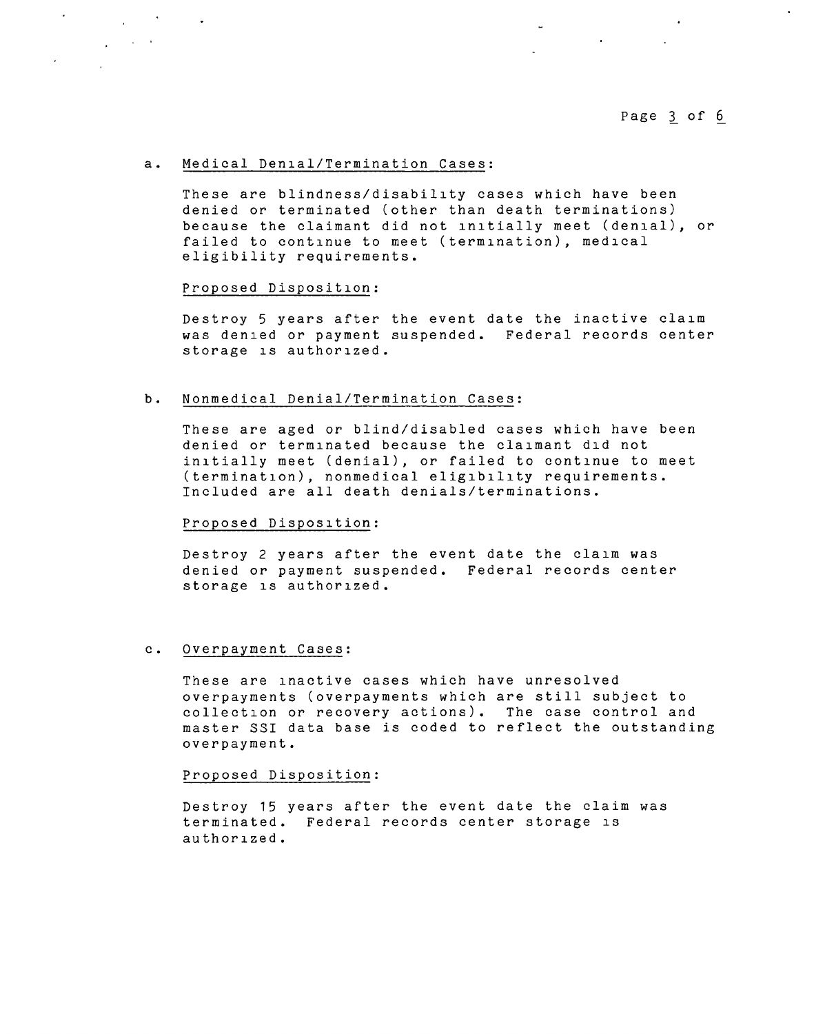a. <u>Medical Denial/Termination Cases</u>:

These are blindness/disability cases which have been denied or terminated (other than death terminations) because the claimant did not initially meet (denial), or failed to continue to meet (termination), medical eligibility requirements.

<u>Proposed Disposition</u>:

Destroy 5 years after the event date the inactive claim was denied or payment suspended. Federal records center storage is authorized.

b. <u>Nonmedical Denial/Termination Cases</u>:

These are aged or blind/disabled cases which have been denied or terminated because the claimant did not initially meet (denial), or failed to continue to meet (termination), nonmedical eligibility requirements. Included are all death denials/terminations.

<u>Proposed Disposition</u>:

Destroy 2 years after the event date the claim was denied or payment suspended. Federal records center storage is authorized.

c. <u>Overpayment Cases</u>:

These are inactive cases which have unresolved overpayments (overpayments which are still subject to collection or recovery actions). The case control and master SSI data base is coded to reflect the outstanding overpayment.

<u>Proposed Disposition</u>:

Destroy 15 years after the event date the claim was terminated. Federal records center storage is authorized.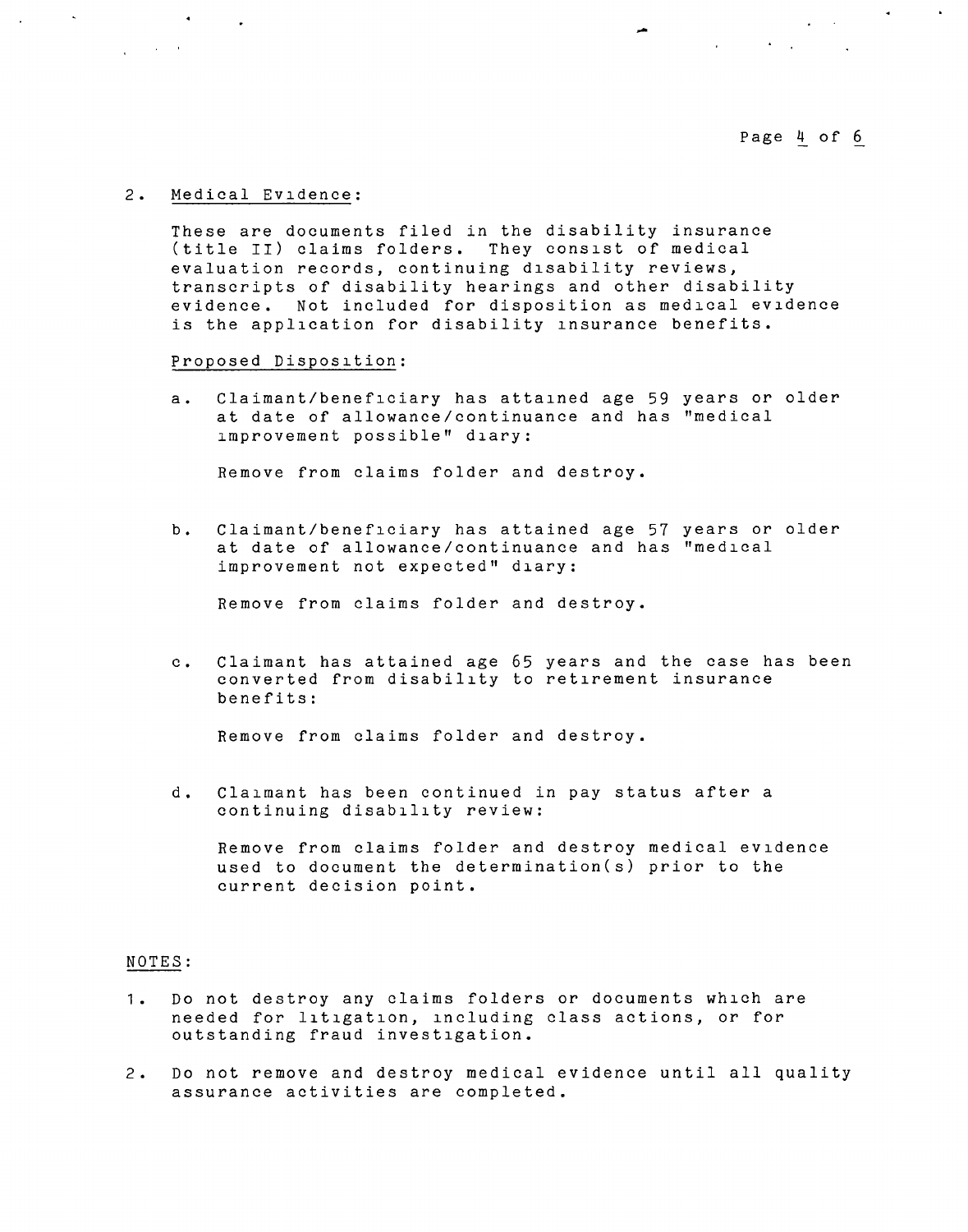2. Medical Evidence:

These are documents filed in the disability insurance (title II) claims folders. They consist of medical evaluation records, continuing disability reviews, transcripts of disability hearings and other disability evidence. Not included for disposition as medical evidence is the application for disability insurance benefits.

Proposed Disposition:

a. Claimant/beneficiary has attained age 59 years or older at date of allowance/continuance and has "medical improvement possible" diary:

   Remove from claims folder and destroy.

b. Claimant/beneficiary has attained age 57 years or older at date of allowance/continuance and has "medical improvement not expected" diary:

   Remove from claims folder and destroy.

c. Claimant has attained age 65 years and the case has been converted from disability to retirement insurance benefits:

   Remove from claims folder and destroy.

d. Claimant has been continued in pay status after a continuing disability review:

   Remove from claims folder and destroy medical evidence used to document the determination(s) prior to the current decision point.

NOTES:

1. Do not destroy any claims folders or documents which are needed for litigation, including class actions, or for outstanding fraud investigation.
2. Do not remove and destroy medical evidence until all quality assurance activities are completed.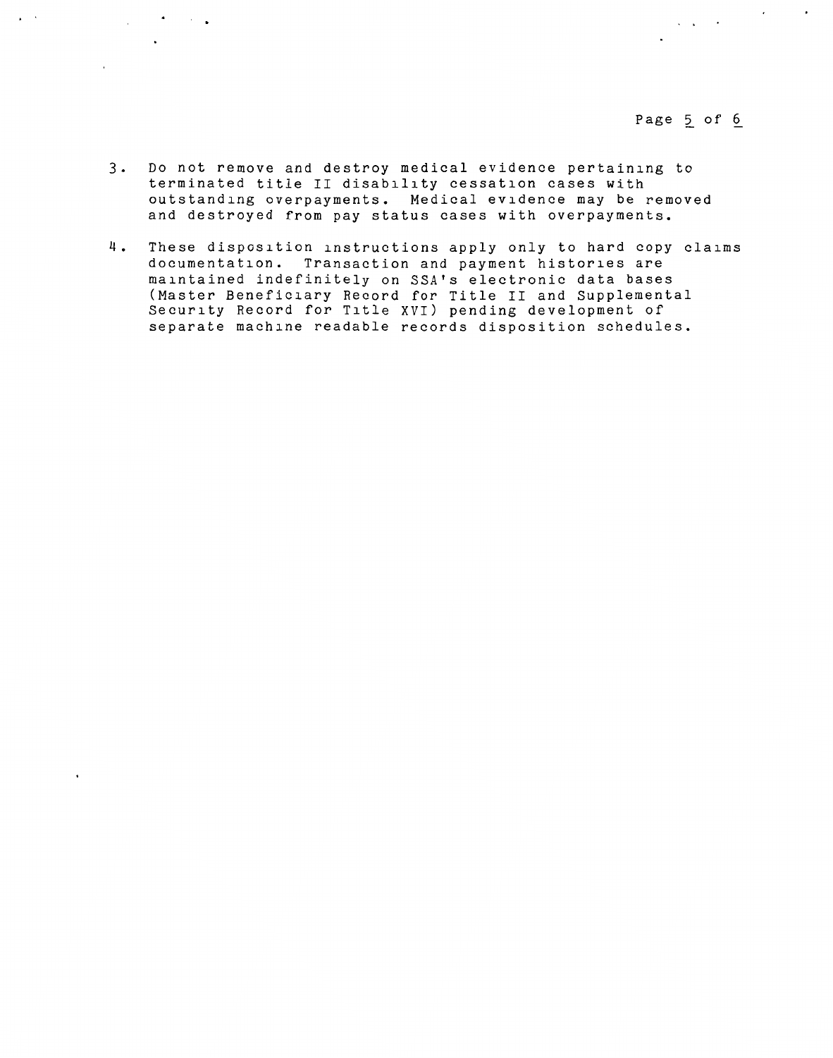3. Do not remove and destroy medical evidence pertaining to terminated title II disability cessation cases with outstanding overpayments. Medical evidence may be removed and destroyed from pay status cases with overpayments.

4. These disposition instructions apply only to hard copy claims documentation. Transaction and payment histories are maintained indefinitely on SSA's electronic data bases (Master Beneficiary Record for Title II and Supplemental Security Record for Title XVI) pending development of separate machine readable records disposition schedules.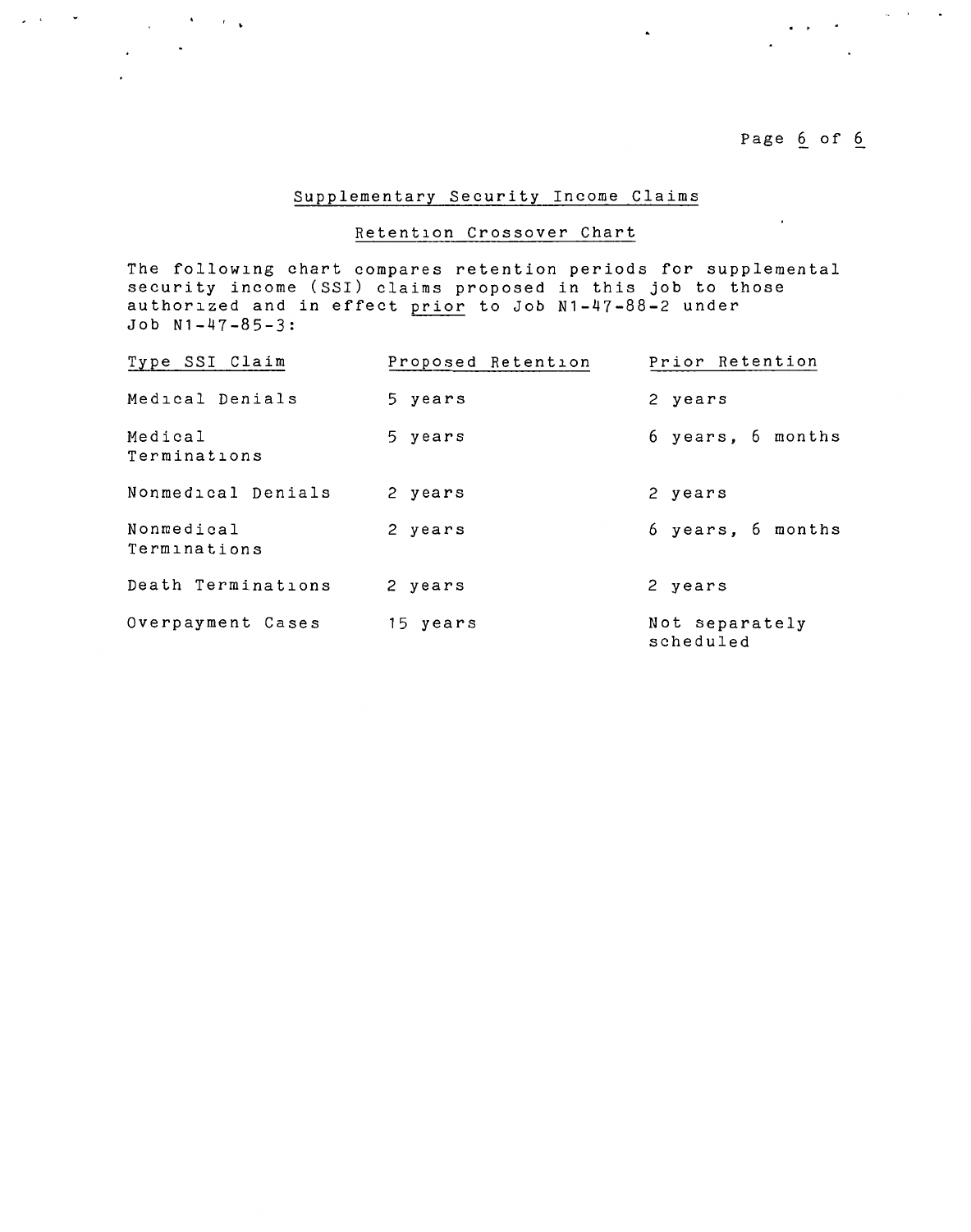## Supplementary Security Income Claims

### Retention Crossover Chart

The following chart compares retention periods for supplemental security income (SSI) claims proposed in this job to those authorized and in effect *prior* to Job N1-47-88-2 under Job N1-47-85-3:

| Type SSI Claim | Proposed Retention | Prior Retention |
| --- | --- | --- |
| Medical Denials | 5 years | 2 years |
| Medical Terminations | 5 years | 6 years, 6 months |
| Nonmedical Denials | 2 years | 2 years |
| Nonmedical Terminations | 2 years | 6 years, 6 months |
| Death Terminations | 2 years | 2 years |
| Overpayment Cases | 15 years | Not separately scheduled |